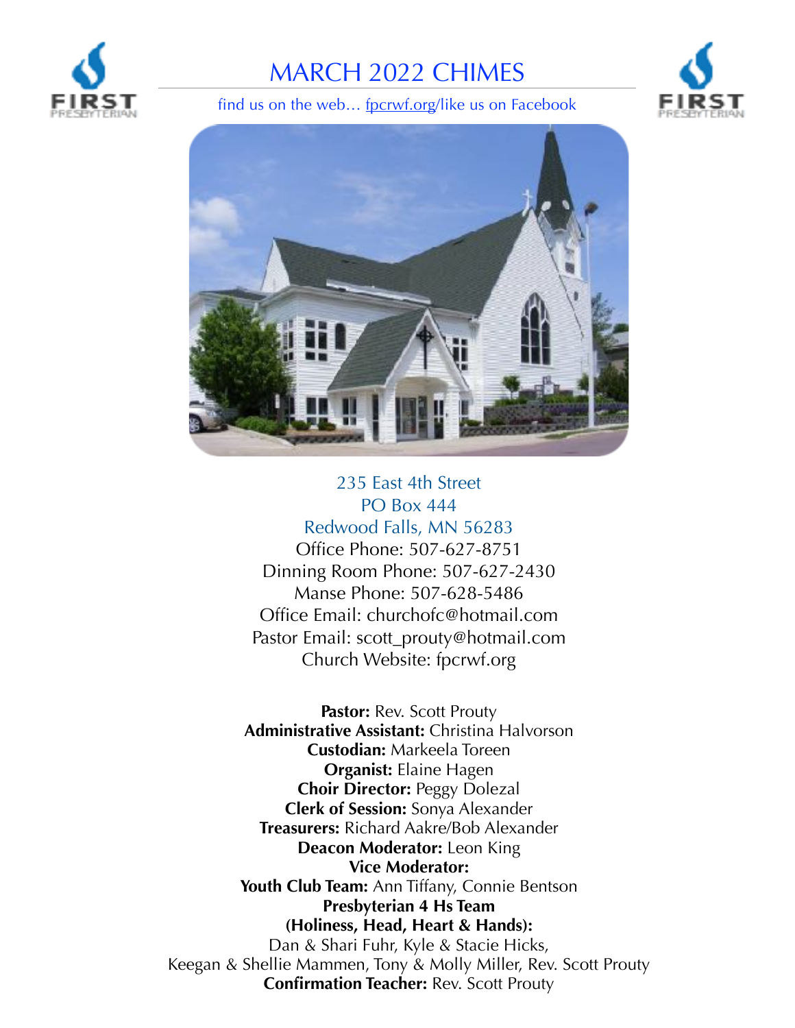# MARCH 2022 CHIMES

find us on the web... fpcrwf.org/like us on Facebook

235 East 4th Street
PO Box 444
Redwood Falls, MN 56283
Office Phone: 507-627-8751
Dinning Room Phone: 507-627-2430
Manse Phone: 507-628-5486
Office Email: churchofc@hotmail.com
Pastor Email: scott_prouty@hotmail.com
Church Website: fpcrwf.org

**Pastor:** Rev. Scott Prouty
**Administrative Assistant:** Christina Halvorson
**Custodian:** Markeela Toreen
**Organist:** Elaine Hagen
**Choir Director:** Peggy Dolezal
**Clerk of Session:** Sonya Alexander
**Treasurers:** Richard Aakre/Bob Alexander
**Deacon Moderator:** Leon King
**Vice Moderator:**
**Youth Club Team:** Ann Tiffany, Connie Bentson
**Presbyterian 4 Hs Team (Holiness, Head, Heart & Hands):**
Dan & Shari Fuhr, Kyle & Stacie Hicks,
Keegan & Shellie Mammen, Tony & Molly Miller, Rev. Scott Prouty
**Confirmation Teacher:** Rev. Scott Prouty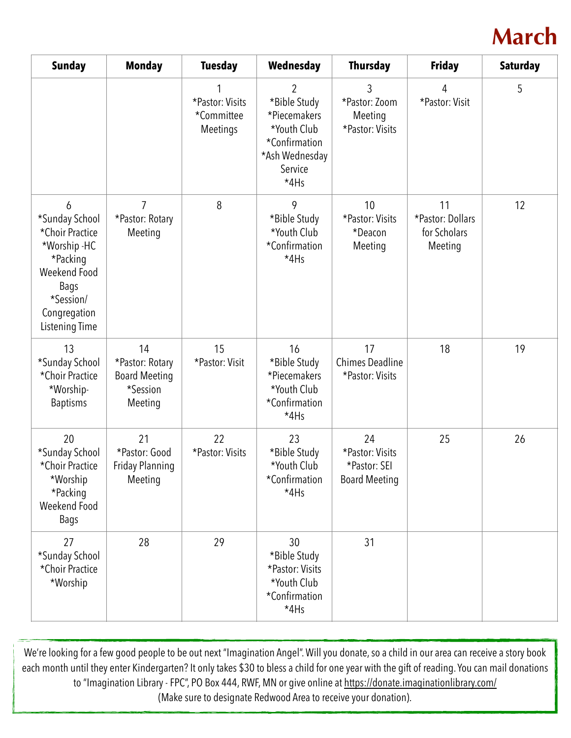# March

| Sunday | Monday | Tuesday | Wednesday | Thursday | Friday | Saturday |
|---|---|---|---|---|---|---|
| | | 1 *Pastor: Visits *Committee Meetings | 2 *Bible Study *Piecemakers *Youth Club *Confirmation *Ash Wednesday Service *4Hs | 3 *Pastor: Zoom Meeting *Pastor: Visits | 4 *Pastor: Visit | 5 |
| 6 *Sunday School *Choir Practice *Worship -HC *Packing Weekend Food Bags *Session/ Congregation Listening Time | 7 *Pastor: Rotary Meeting | 8 | 9 *Bible Study *Youth Club *Confirmation *4Hs | 10 *Pastor: Visits *Deacon Meeting | 11 *Pastor: Dollars for Scholars Meeting | 12 |
| 13 *Sunday School *Choir Practice *Worship- Baptisms | 14 *Pastor: Rotary Board Meeting *Session Meeting | 15 *Pastor: Visit | 16 *Bible Study *Piecemakers *Youth Club *Confirmation *4Hs | 17 Chimes Deadline *Pastor: Visits | 18 | 19 |
| 20 *Sunday School *Choir Practice *Worship *Packing Weekend Food Bags | 21 *Pastor: Good Friday Planning Meeting | 22 *Pastor: Visits | 23 *Bible Study *Youth Club *Confirmation *4Hs | 24 *Pastor: Visits *Pastor: SEI Board Meeting | 25 | 26 |
| 27 *Sunday School *Choir Practice *Worship | 28 | 29 | 30 *Bible Study *Pastor: Visits *Youth Club *Confirmation *4Hs | 31 | | |

We're looking for a few good people to be out next "Imagination Angel". Will you donate, so a child in our area can receive a story book each month until they enter Kindergarten? It only takes $30 to bless a child for one year with the gift of reading. You can mail donations to "Imagination Library - FPC", PO Box 444, RWF, MN or give online at https://donate.imaginationlibrary.com/ (Make sure to designate Redwood Area to receive your donation).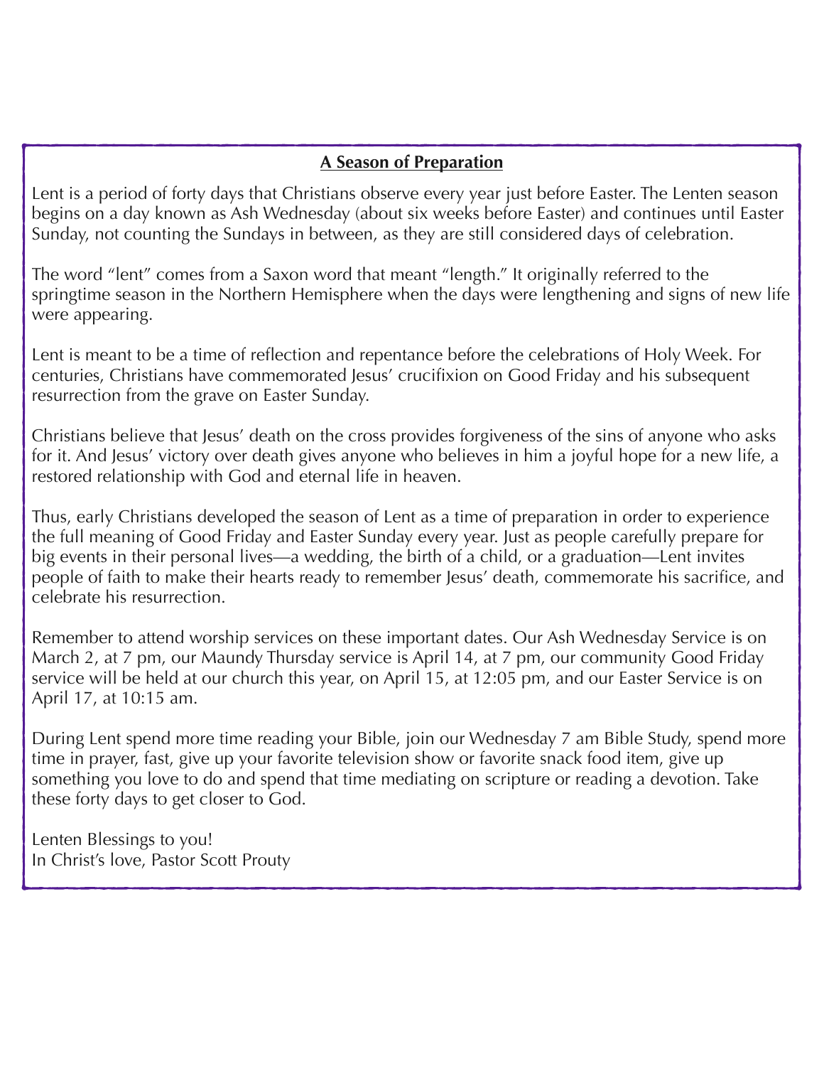**<u>A Season of Preparation</u>**

Lent is a period of forty days that Christians observe every year just before Easter. The Lenten season begins on a day known as Ash Wednesday (about six weeks before Easter) and continues until Easter Sunday, not counting the Sundays in between, as they are still considered days of celebration.

The word "lent" comes from a Saxon word that meant "length." It originally referred to the springtime season in the Northern Hemisphere when the days were lengthening and signs of new life were appearing.

Lent is meant to be a time of reflection and repentance before the celebrations of Holy Week. For centuries, Christians have commemorated Jesus' crucifixion on Good Friday and his subsequent resurrection from the grave on Easter Sunday.

Christians believe that Jesus' death on the cross provides forgiveness of the sins of anyone who asks for it. And Jesus' victory over death gives anyone who believes in him a joyful hope for a new life, a restored relationship with God and eternal life in heaven.

Thus, early Christians developed the season of Lent as a time of preparation in order to experience the full meaning of Good Friday and Easter Sunday every year. Just as people carefully prepare for big events in their personal lives—a wedding, the birth of a child, or a graduation—Lent invites people of faith to make their hearts ready to remember Jesus' death, commemorate his sacrifice, and celebrate his resurrection.

Remember to attend worship services on these important dates. Our Ash Wednesday Service is on March 2, at 7 pm, our Maundy Thursday service is April 14, at 7 pm, our community Good Friday service will be held at our church this year, on April 15, at 12:05 pm, and our Easter Service is on April 17, at 10:15 am.

During Lent spend more time reading your Bible, join our Wednesday 7 am Bible Study, spend more time in prayer, fast, give up your favorite television show or favorite snack food item, give up something you love to do and spend that time mediating on scripture or reading a devotion. Take these forty days to get closer to God.

Lenten Blessings to you!
In Christ's love, Pastor Scott Prouty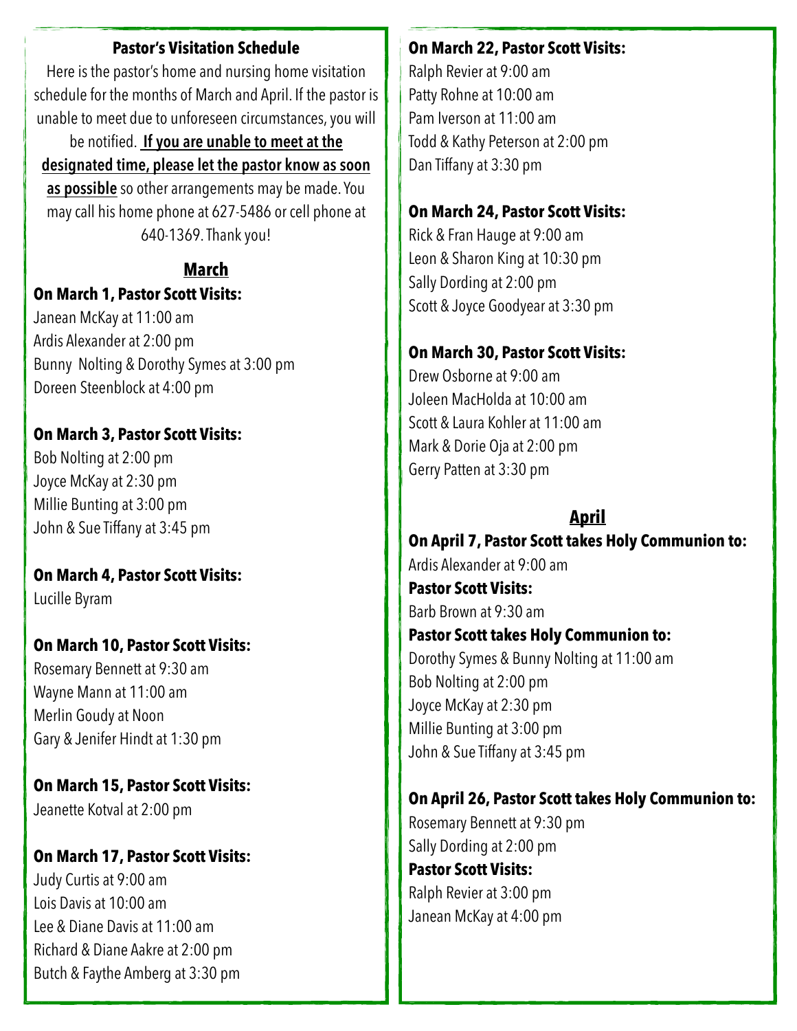### Pastor's Visitation Schedule

Here is the pastor's home and nursing home visitation schedule for the months of March and April. If the pastor is unable to meet due to unforeseen circumstances, you will be notified. **If you are unable to meet at the designated time, please let the pastor know as soon as possible** so other arrangements may be made. You may call his home phone at 627-5486 or cell phone at 640-1369. Thank you!

## March

**On March 1, Pastor Scott Visits:**
Janean McKay at 11:00 am
Ardis Alexander at 2:00 pm
Bunny Nolting & Dorothy Symes at 3:00 pm
Doreen Steenblock at 4:00 pm

**On March 3, Pastor Scott Visits:**
Bob Nolting at 2:00 pm
Joyce McKay at 2:30 pm
Millie Bunting at 3:00 pm
John & Sue Tiffany at 3:45 pm

**On March 4, Pastor Scott Visits:**
Lucille Byram

**On March 10, Pastor Scott Visits:**
Rosemary Bennett at 9:30 am
Wayne Mann at 11:00 am
Merlin Goudy at Noon
Gary & Jenifer Hindt at 1:30 pm

**On March 15, Pastor Scott Visits:**
Jeanette Kotval at 2:00 pm

**On March 17, Pastor Scott Visits:**
Judy Curtis at 9:00 am
Lois Davis at 10:00 am
Lee & Diane Davis at 11:00 am
Richard & Diane Aakre at 2:00 pm
Butch & Faythe Amberg at 3:30 pm

**On March 22, Pastor Scott Visits:**
Ralph Revier at 9:00 am
Patty Rohne at 10:00 am
Pam Iverson at 11:00 am
Todd & Kathy Peterson at 2:00 pm
Dan Tiffany at 3:30 pm

**On March 24, Pastor Scott Visits:**
Rick & Fran Hauge at 9:00 am
Leon & Sharon King at 10:30 pm
Sally Dording at 2:00 pm
Scott & Joyce Goodyear at 3:30 pm

**On March 30, Pastor Scott Visits:**
Drew Osborne at 9:00 am
Joleen MacHolda at 10:00 am
Scott & Laura Kohler at 11:00 am
Mark & Dorie Oja at 2:00 pm
Gerry Patten at 3:30 pm

## April

**On April 7, Pastor Scott takes Holy Communion to:**
Ardis Alexander at 9:00 am
**Pastor Scott Visits:**
Barb Brown at 9:30 am
**Pastor Scott takes Holy Communion to:**
Dorothy Symes & Bunny Nolting at 11:00 am
Bob Nolting at 2:00 pm
Joyce McKay at 2:30 pm
Millie Bunting at 3:00 pm
John & Sue Tiffany at 3:45 pm

**On April 26, Pastor Scott takes Holy Communion to:**
Rosemary Bennett at 9:30 pm
Sally Dording at 2:00 pm
**Pastor Scott Visits:**
Ralph Revier at 3:00 pm
Janean McKay at 4:00 pm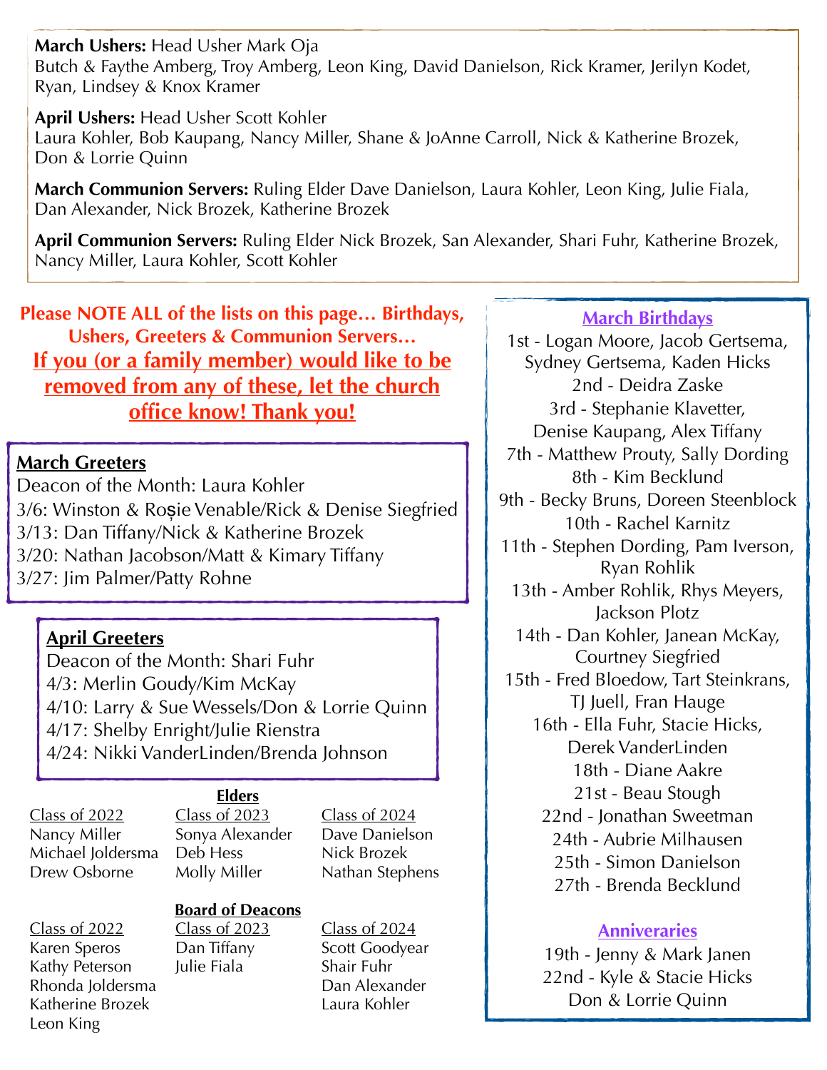**March Ushers:** Head Usher Mark Oja
Butch & Faythe Amberg, Troy Amberg, Leon King, David Danielson, Rick Kramer, Jerilyn Kodet, Ryan, Lindsey & Knox Kramer

**April Ushers:** Head Usher Scott Kohler
Laura Kohler, Bob Kaupang, Nancy Miller, Shane & JoAnne Carroll, Nick & Katherine Brozek, Don & Lorrie Quinn

**March Communion Servers:** Ruling Elder Dave Danielson, Laura Kohler, Leon King, Julie Fiala, Dan Alexander, Nick Brozek, Katherine Brozek

**April Communion Servers:** Ruling Elder Nick Brozek, San Alexander, Shari Fuhr, Katherine Brozek, Nancy Miller, Laura Kohler, Scott Kohler

**Please NOTE ALL of the lists on this page… Birthdays, Ushers, Greeters & Communion Servers…**
**If you (or a family member) would like to be removed from any of these, let the church office know! Thank you!**

## March Greeters

Deacon of the Month: Laura Kohler
3/6: Winston & Roșie Venable/Rick & Denise Siegfried
3/13: Dan Tiffany/Nick & Katherine Brozek
3/20: Nathan Jacobson/Matt & Kimary Tiffany
3/27: Jim Palmer/Patty Rohne

## April Greeters

Deacon of the Month: Shari Fuhr
4/3: Merlin Goudy/Kim McKay
4/10: Larry & Sue Wessels/Don & Lorrie Quinn
4/17: Shelby Enright/Julie Rienstra
4/24: Nikki VanderLinden/Brenda Johnson

## Elders

| Class of 2022 | Class of 2023 | Class of 2024 |
|---|---|---|
| Nancy Miller | Sonya Alexander | Dave Danielson |
| Michael Joldersma | Deb Hess | Nick Brozek |
| Drew Osborne | Molly Miller | Nathan Stephens |

## Board of Deacons

| Class of 2022 | Class of 2023 | Class of 2024 |
|---|---|---|
| Karen Speros | Dan Tiffany | Scott Goodyear |
| Kathy Peterson | Julie Fiala | Shair Fuhr |
| Rhonda Joldersma | | Dan Alexander |
| Katherine Brozek | | Laura Kohler |
| Leon King | | |

## March Birthdays

1st - Logan Moore, Jacob Gertsema, Sydney Gertsema, Kaden Hicks
2nd - Deidra Zaske
3rd - Stephanie Klavetter, Denise Kaupang, Alex Tiffany
7th - Matthew Prouty, Sally Dording
8th - Kim Becklund
9th - Becky Bruns, Doreen Steenblock
10th - Rachel Karnitz
11th - Stephen Dording, Pam Iverson, Ryan Rohlik
13th - Amber Rohlik, Rhys Meyers, Jackson Plotz
14th - Dan Kohler, Janean McKay, Courtney Siegfried
15th - Fred Bloedow, Tart Steinkrans, TJ Juell, Fran Hauge
16th - Ella Fuhr, Stacie Hicks, Derek VanderLinden
18th - Diane Aakre
21st - Beau Stough
22nd - Jonathan Sweetman
24th - Aubrie Milhausen
25th - Simon Danielson
27th - Brenda Becklund

## Anniveraries

19th - Jenny & Mark Janen
22nd - Kyle & Stacie Hicks
Don & Lorrie Quinn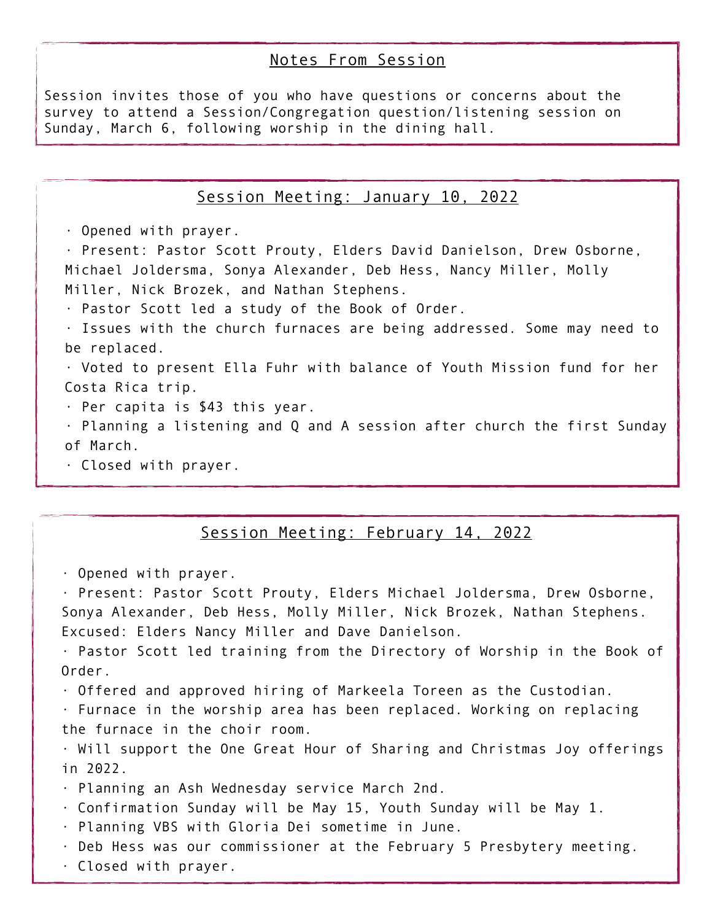## Notes From Session

Session invites those of you who have questions or concerns about the survey to attend a Session/Congregation question/listening session on Sunday, March 6, following worship in the dining hall.

## Session Meeting: January 10, 2022

- Opened with prayer.
- Present: Pastor Scott Prouty, Elders David Danielson, Drew Osborne, Michael Joldersma, Sonya Alexander, Deb Hess, Nancy Miller, Molly Miller, Nick Brozek, and Nathan Stephens.
- Pastor Scott led a study of the Book of Order.
- Issues with the church furnaces are being addressed. Some may need to be replaced.
- Voted to present Ella Fuhr with balance of Youth Mission fund for her Costa Rica trip.
- Per capita is $43 this year.
- Planning a listening and Q and A session after church the first Sunday of March.
- Closed with prayer.

## Session Meeting: February 14, 2022

- Opened with prayer.
- Present: Pastor Scott Prouty, Elders Michael Joldersma, Drew Osborne, Sonya Alexander, Deb Hess, Molly Miller, Nick Brozek, Nathan Stephens. Excused: Elders Nancy Miller and Dave Danielson.
- Pastor Scott led training from the Directory of Worship in the Book of Order.
- Offered and approved hiring of Markeela Toreen as the Custodian.
- Furnace in the worship area has been replaced. Working on replacing the furnace in the choir room.
- Will support the One Great Hour of Sharing and Christmas Joy offerings in 2022.
- Planning an Ash Wednesday service March 2nd.
- Confirmation Sunday will be May 15, Youth Sunday will be May 1.
- Planning VBS with Gloria Dei sometime in June.
- Deb Hess was our commissioner at the February 5 Presbytery meeting.
- Closed with prayer.